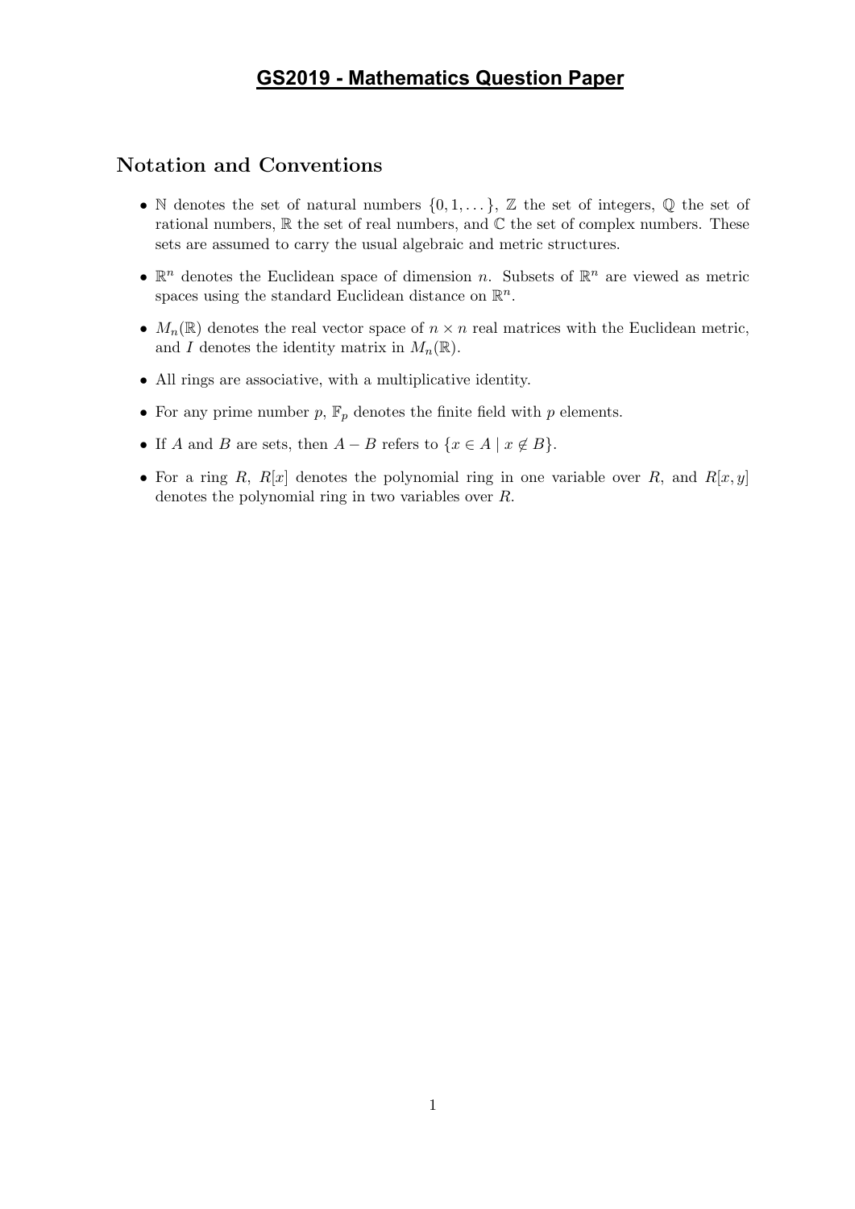# GS2019 - Mathematics Question Paper

## Notation and Conventions

- $\mathbb{N}$ denotes the set of natural numbers $\{0, 1, \dots\}$, $\mathbb{Z}$ the set of integers, $\mathbb{Q}$ the set of rational numbers, $\mathbb{R}$ the set of real numbers, and $\mathbb{C}$ the set of complex numbers. These sets are assumed to carry the usual algebraic and metric structures.
- $\mathbb{R}^n$ denotes the Euclidean space of dimension $n$. Subsets of $\mathbb{R}^n$ are viewed as metric spaces using the standard Euclidean distance on $\mathbb{R}^n$.
- $M_n(\mathbb{R})$ denotes the real vector space of $n \times n$ real matrices with the Euclidean metric, and $I$ denotes the identity matrix in $M_n(\mathbb{R})$.
- All rings are associative, with a multiplicative identity.
- For any prime number $p$, $\mathbb{F}_p$ denotes the finite field with $p$ elements.
- If $A$ and $B$ are sets, then $A - B$ refers to $\{x \in A \mid x \notin B\}$.
- For a ring $R$, $R[x]$ denotes the polynomial ring in one variable over $R$, and $R[x, y]$ denotes the polynomial ring in two variables over $R$.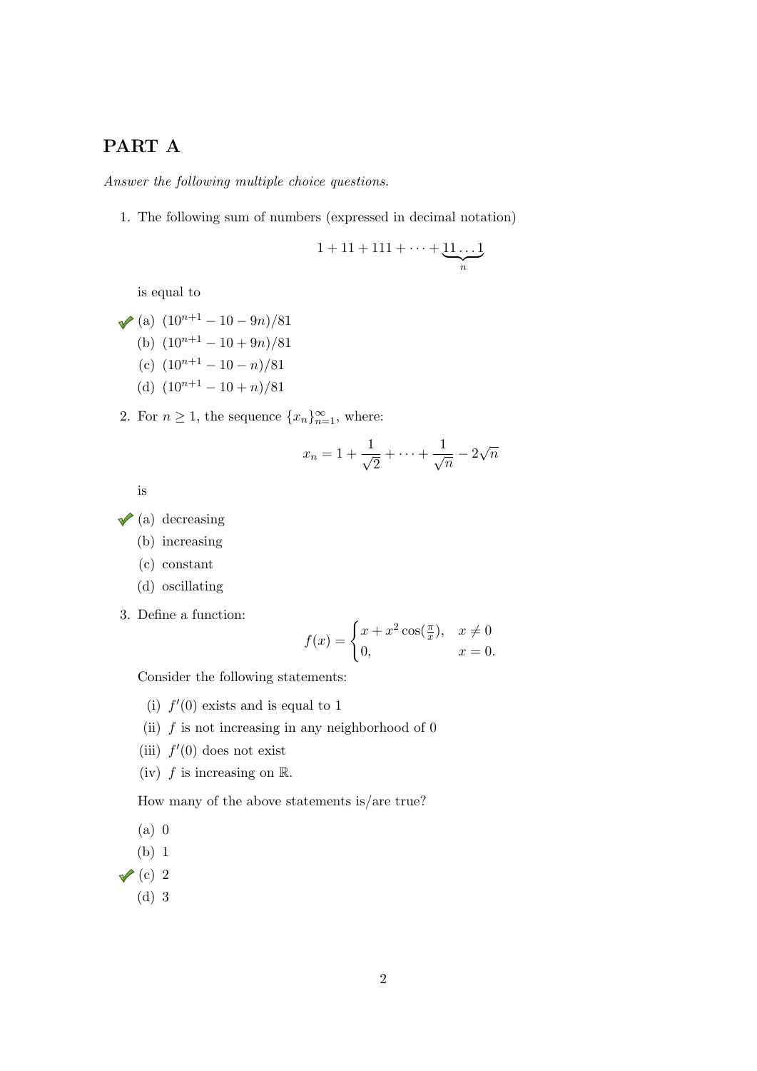## PART A

*Answer the following multiple choice questions.*

1. The following sum of numbers (expressed in decimal notation)

$$1 + 11 + 111 + \cdots + \underbrace{11\ldots1}_{n}$$

is equal to

✓ (a) $(10^{n+1} - 10 - 9n)/81$

(b) $(10^{n+1} - 10 + 9n)/81$

(c) $(10^{n+1} - 10 - n)/81$

(d) $(10^{n+1} - 10 + n)/81$

2. For $n \geq 1$, the sequence $\{x_n\}_{n=1}^{\infty}$, where:

$$x_n = 1 + \frac{1}{\sqrt{2}} + \cdots + \frac{1}{\sqrt{n}} - 2\sqrt{n}$$

is

✓ (a) decreasing

(b) increasing

(c) constant

(d) oscillating

3. Define a function:

$$f(x) = \begin{cases} x + x^2 \cos(\frac{\pi}{x}), & x \neq 0 \\ 0, & x = 0. \end{cases}$$

Consider the following statements:

(i) $f'(0)$ exists and is equal to 1

(ii) $f$ is not increasing in any neighborhood of 0

(iii) $f'(0)$ does not exist

(iv) $f$ is increasing on $\mathbb{R}$.

How many of the above statements is/are true?

(a) 0

(b) 1

✓ (c) 2

(d) 3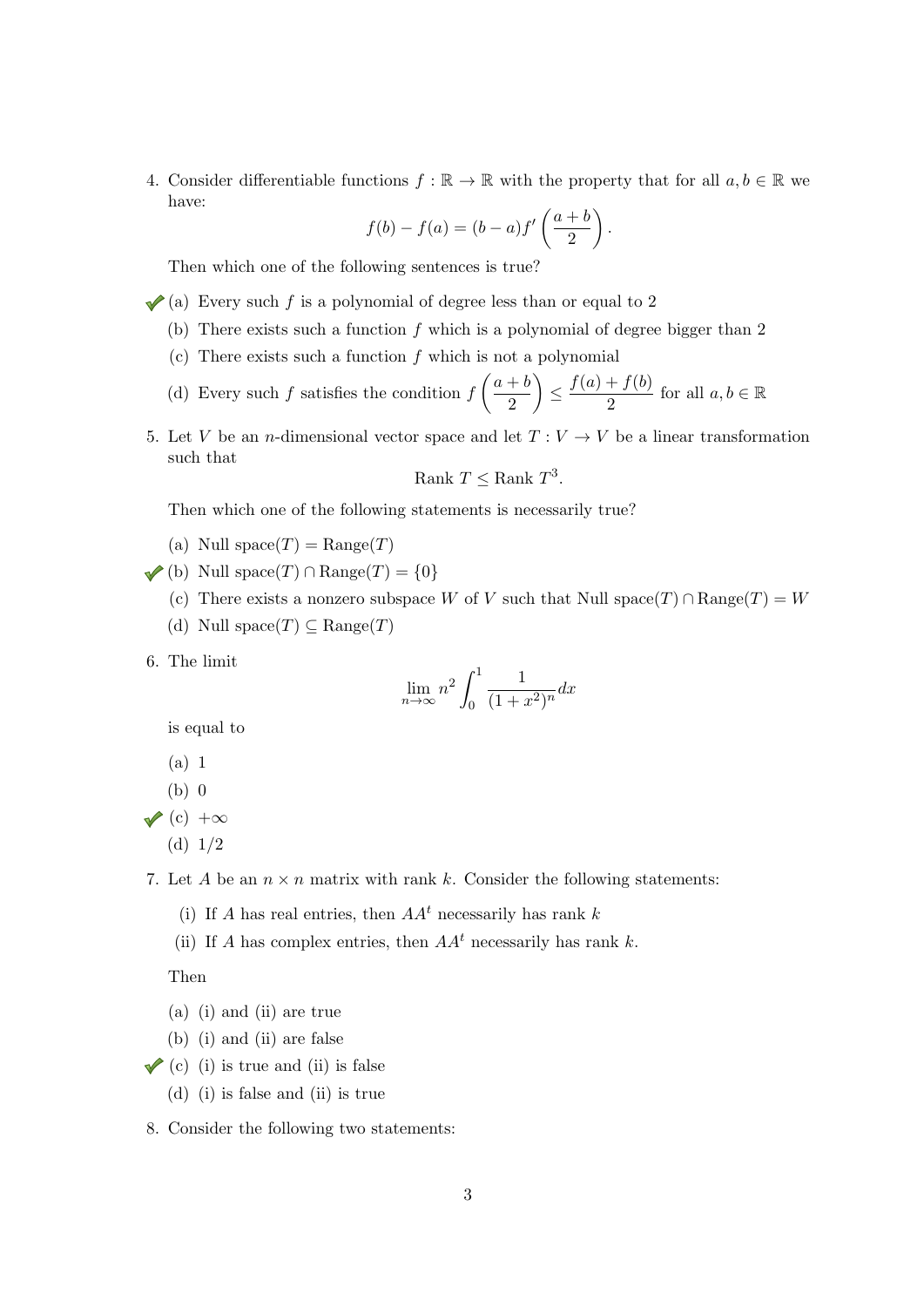4. Consider differentiable functions $f : \mathbb{R} \to \mathbb{R}$ with the property that for all $a, b \in \mathbb{R}$ we have:

$$f(b) - f(a) = (b - a) f'\left(\frac{a+b}{2}\right).$$

Then which one of the following sentences is true?

✔ (a) Every such $f$ is a polynomial of degree less than or equal to 2

(b) There exists such a function $f$ which is a polynomial of degree bigger than 2

(c) There exists such a function $f$ which is not a polynomial

(d) Every such $f$ satisfies the condition $f\left(\frac{a+b}{2}\right) \leq \frac{f(a)+f(b)}{2}$ for all $a, b \in \mathbb{R}$

5. Let $V$ be an $n$-dimensional vector space and let $T : V \to V$ be a linear transformation such that

$$\text{Rank } T \leq \text{Rank } T^3.$$

Then which one of the following statements is necessarily true?

(a) Null space$(T) =$ Range$(T)$

✔ (b) Null space$(T) \cap$ Range$(T) = \{0\}$

(c) There exists a nonzero subspace $W$ of $V$ such that Null space$(T) \cap$ Range$(T) = W$

(d) Null space$(T) \subseteq$ Range$(T)$

6. The limit

$$\lim_{n\to\infty} n^2 \int_0^1 \frac{1}{(1+x^2)^n} dx$$

is equal to

(a) 1

(b) 0

✔ (c) $+\infty$

(d) 1/2

7. Let $A$ be an $n \times n$ matrix with rank $k$. Consider the following statements:

(i) If $A$ has real entries, then $AA^t$ necessarily has rank $k$

(ii) If $A$ has complex entries, then $AA^t$ necessarily has rank $k$.

Then

(a) (i) and (ii) are true

(b) (i) and (ii) are false

✔ (c) (i) is true and (ii) is false

(d) (i) is false and (ii) is true

8. Consider the following two statements: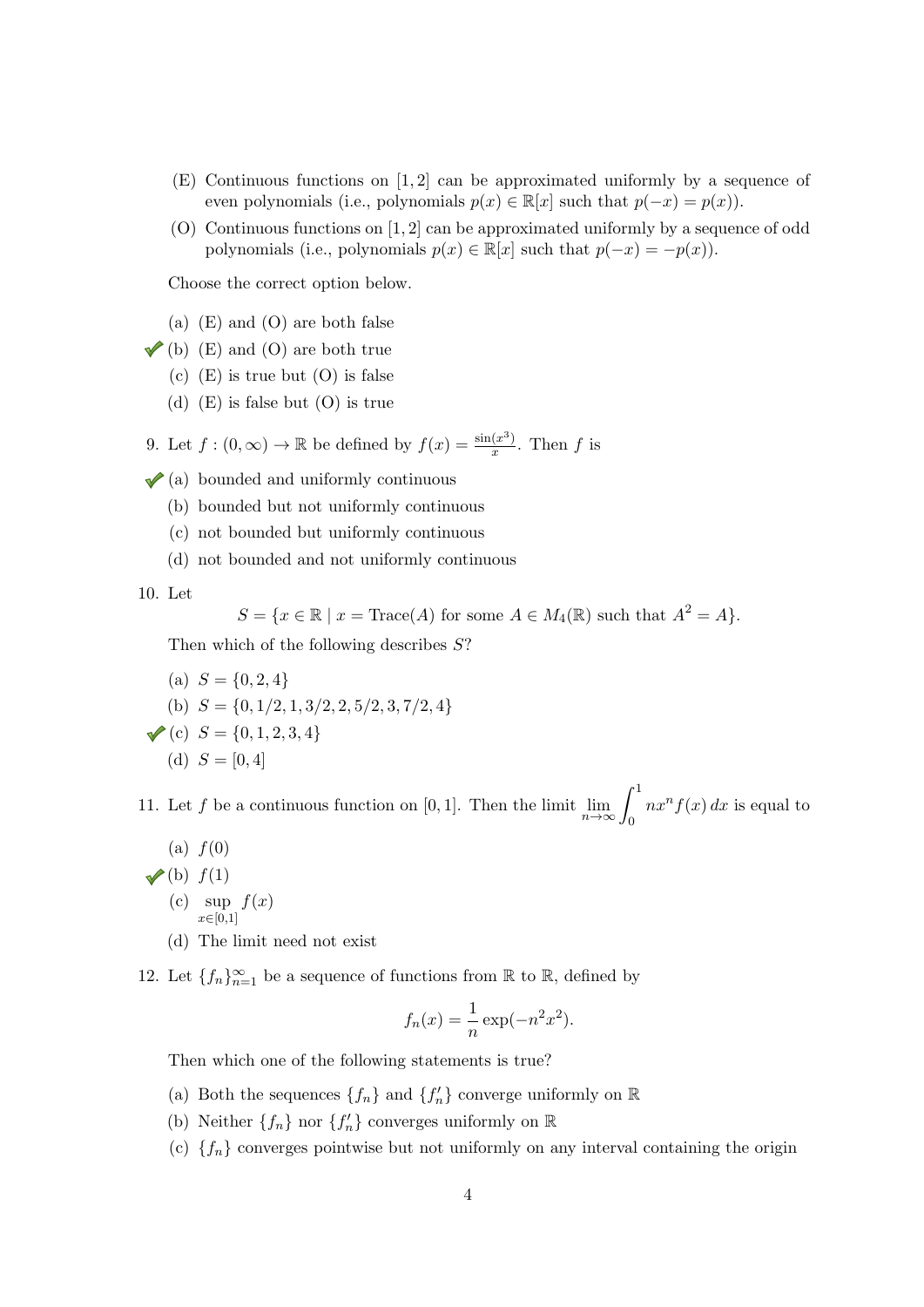(E) Continuous functions on $[1,2]$ can be approximated uniformly by a sequence of even polynomials (i.e., polynomials $p(x) \in \mathbb{R}[x]$ such that $p(-x) = p(x)$).

(O) Continuous functions on $[1,2]$ can be approximated uniformly by a sequence of odd polynomials (i.e., polynomials $p(x) \in \mathbb{R}[x]$ such that $p(-x) = -p(x)$).

Choose the correct option below.

(a) (E) and (O) are both false

✔ (b) (E) and (O) are both true

(c) (E) is true but (O) is false

(d) (E) is false but (O) is true

9. Let $f : (0, \infty) \to \mathbb{R}$ be defined by $f(x) = \frac{\sin(x^3)}{x}$. Then $f$ is

✔ (a) bounded and uniformly continuous

(b) bounded but not uniformly continuous

(c) not bounded but uniformly continuous

(d) not bounded and not uniformly continuous

10. Let

$$S = \{x \in \mathbb{R} \mid x = \text{Trace}(A) \text{ for some } A \in M_4(\mathbb{R}) \text{ such that } A^2 = A\}.$$

Then which of the following describes $S$?

(a) $S = \{0, 2, 4\}$

(b) $S = \{0, 1/2, 1, 3/2, 2, 5/2, 3, 7/2, 4\}$

✔ (c) $S = \{0, 1, 2, 3, 4\}$

(d) $S = [0, 4]$

11. Let $f$ be a continuous function on $[0,1]$. Then the limit $\lim_{n\to\infty} \int_0^1 nx^n f(x)\, dx$ is equal to

(a) $f(0)$

✔ (b) $f(1)$

(c) $\sup_{x\in[0,1]} f(x)$

(d) The limit need not exist

12. Let $\{f_n\}_{n=1}^{\infty}$ be a sequence of functions from $\mathbb{R}$ to $\mathbb{R}$, defined by

$$f_n(x) = \frac{1}{n} \exp(-n^2 x^2).$$

Then which one of the following statements is true?

(a) Both the sequences $\{f_n\}$ and $\{f_n'\}$ converge uniformly on $\mathbb{R}$

(b) Neither $\{f_n\}$ nor $\{f_n'\}$ converges uniformly on $\mathbb{R}$

(c) $\{f_n\}$ converges pointwise but not uniformly on any interval containing the origin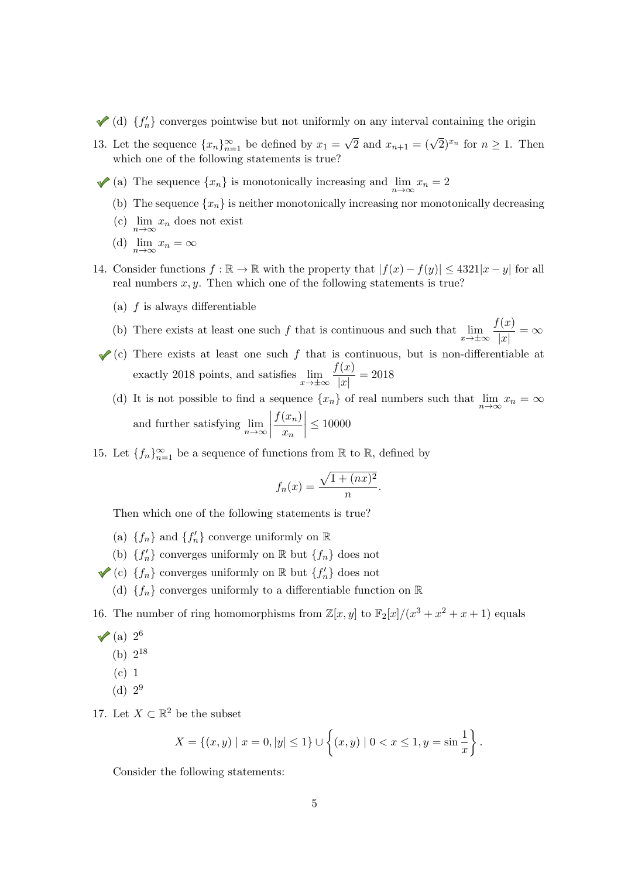✔ (d) $\{f_n'\}$ converges pointwise but not uniformly on any interval containing the origin

13. Let the sequence $\{x_n\}_{n=1}^{\infty}$ be defined by $x_1 = \sqrt{2}$ and $x_{n+1} = (\sqrt{2})^{x_n}$ for $n \geq 1$. Then which one of the following statements is true?

   ✔ (a) The sequence $\{x_n\}$ is monotonically increasing and $\lim_{n\to\infty} x_n = 2$

   (b) The sequence $\{x_n\}$ is neither monotonically increasing nor monotonically decreasing

   (c) $\lim_{n\to\infty} x_n$ does not exist

   (d) $\lim_{n\to\infty} x_n = \infty$

14. Consider functions $f : \mathbb{R} \to \mathbb{R}$ with the property that $|f(x) - f(y)| \leq 4321|x - y|$ for all real numbers $x, y$. Then which one of the following statements is true?

   (a) $f$ is always differentiable

   (b) There exists at least one such $f$ that is continuous and such that $\lim_{x\to\pm\infty} \dfrac{f(x)}{|x|} = \infty$

   ✔ (c) There exists at least one such $f$ that is continuous, but is non-differentiable at exactly 2018 points, and satisfies $\lim_{x\to\pm\infty} \dfrac{f(x)}{|x|} = 2018$

   (d) It is not possible to find a sequence $\{x_n\}$ of real numbers such that $\lim_{n\to\infty} x_n = \infty$ and further satisfying $\lim_{n\to\infty} \left| \dfrac{f(x_n)}{x_n} \right| \leq 10000$

15. Let $\{f_n\}_{n=1}^{\infty}$ be a sequence of functions from $\mathbb{R}$ to $\mathbb{R}$, defined by

$$f_n(x) = \frac{\sqrt{1 + (nx)^2}}{n}.$$

   Then which one of the following statements is true?

   (a) $\{f_n\}$ and $\{f_n'\}$ converge uniformly on $\mathbb{R}$

   (b) $\{f_n'\}$ converges uniformly on $\mathbb{R}$ but $\{f_n\}$ does not

   ✔ (c) $\{f_n\}$ converges uniformly on $\mathbb{R}$ but $\{f_n'\}$ does not

   (d) $\{f_n\}$ converges uniformly to a differentiable function on $\mathbb{R}$

16. The number of ring homomorphisms from $\mathbb{Z}[x, y]$ to $\mathbb{F}_2[x]/(x^3 + x^2 + x + 1)$ equals

   ✔ (a) $2^6$

   (b) $2^{18}$

   (c) 1

   (d) $2^9$

17. Let $X \subset \mathbb{R}^2$ be the subset

$$X = \{(x, y) \mid x = 0, |y| \leq 1\} \cup \left\{(x, y) \mid 0 < x \leq 1, y = \sin\frac{1}{x}\right\}.$$

   Consider the following statements: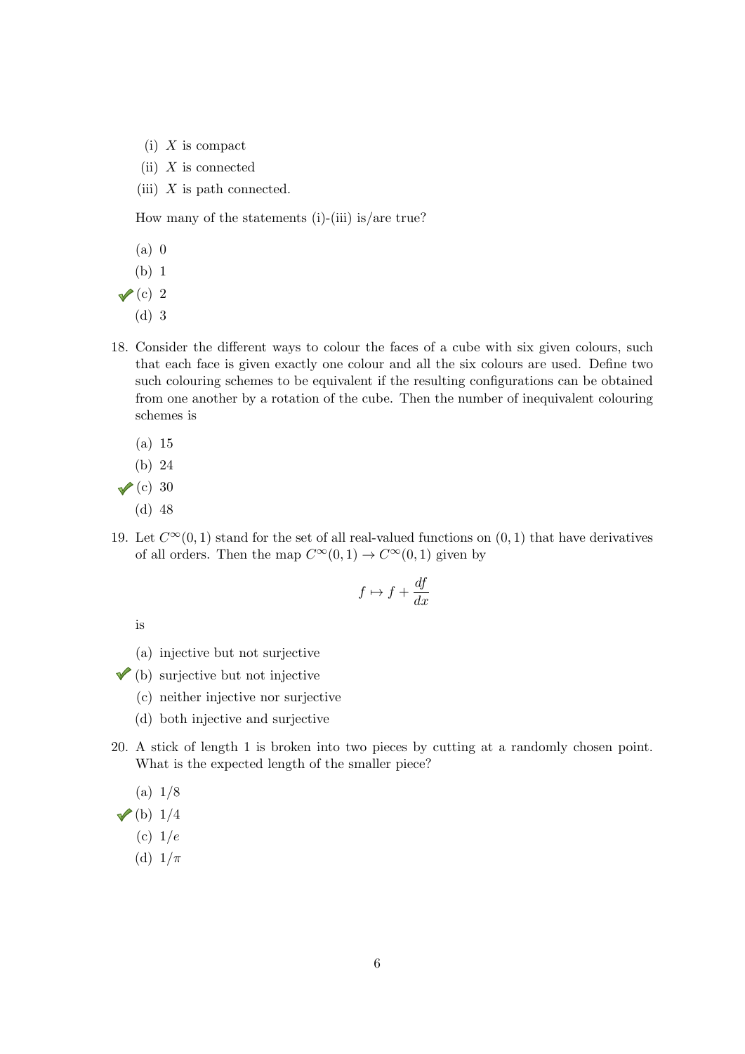(i) $X$ is compact

(ii) $X$ is connected

(iii) $X$ is path connected.

How many of the statements (i)-(iii) is/are true?

(a) 0

(b) 1

✓ (c) 2

(d) 3

18. Consider the different ways to colour the faces of a cube with six given colours, such that each face is given exactly one colour and all the six colours are used. Define two such colouring schemes to be equivalent if the resulting configurations can be obtained from one another by a rotation of the cube. Then the number of inequivalent colouring schemes is

(a) 15

(b) 24

✓ (c) 30

(d) 48

19. Let $C^\infty(0,1)$ stand for the set of all real-valued functions on $(0,1)$ that have derivatives of all orders. Then the map $C^\infty(0,1) \to C^\infty(0,1)$ given by

$$f \mapsto f + \frac{df}{dx}$$

is

(a) injective but not surjective

✓ (b) surjective but not injective

(c) neither injective nor surjective

(d) both injective and surjective

20. A stick of length 1 is broken into two pieces by cutting at a randomly chosen point. What is the expected length of the smaller piece?

(a) $1/8$

✓ (b) $1/4$

(c) $1/e$

(d) $1/\pi$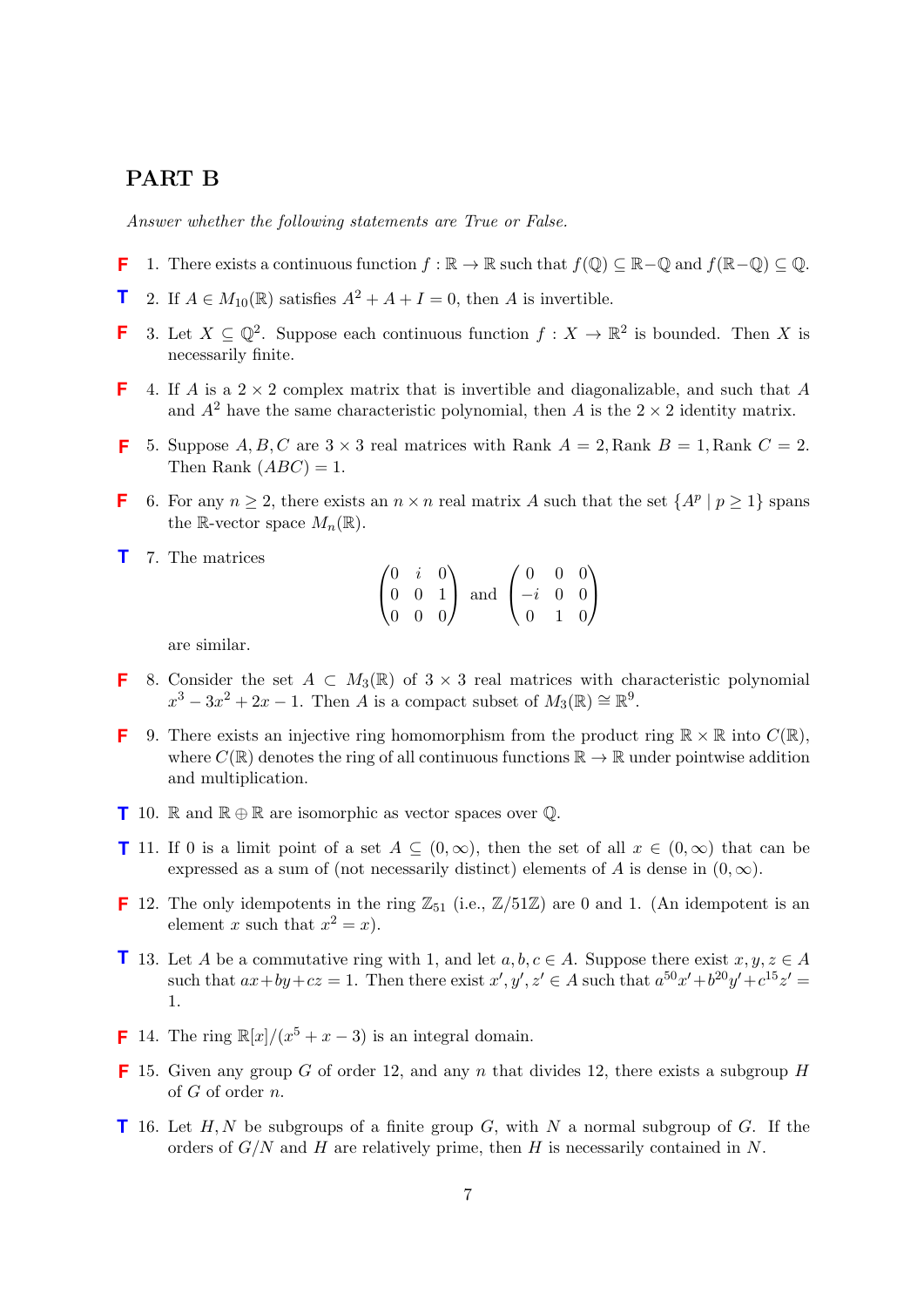## PART B

*Answer whether the following statements are True or False.*

F 1. There exists a continuous function $f : \mathbb{R} \to \mathbb{R}$ such that $f(\mathbb{Q}) \subseteq \mathbb{R} - \mathbb{Q}$ and $f(\mathbb{R} - \mathbb{Q}) \subseteq \mathbb{Q}$.

T 2. If $A \in M_{10}(\mathbb{R})$ satisfies $A^2 + A + I = 0$, then $A$ is invertible.

F 3. Let $X \subseteq \mathbb{Q}^2$. Suppose each continuous function $f : X \to \mathbb{R}^2$ is bounded. Then $X$ is necessarily finite.

F 4. If $A$ is a $2 \times 2$ complex matrix that is invertible and diagonalizable, and such that $A$ and $A^2$ have the same characteristic polynomial, then $A$ is the $2 \times 2$ identity matrix.

F 5. Suppose $A, B, C$ are $3 \times 3$ real matrices with Rank $A = 2$, Rank $B = 1$, Rank $C = 2$. Then Rank $(ABC) = 1$.

F 6. For any $n \geq 2$, there exists an $n \times n$ real matrix $A$ such that the set $\{A^p \mid p \geq 1\}$ spans the $\mathbb{R}$-vector space $M_n(\mathbb{R})$.

T 7. The matrices

$$\begin{pmatrix} 0 & i & 0 \\ 0 & 0 & 1 \\ 0 & 0 & 0 \end{pmatrix} \text{ and } \begin{pmatrix} 0 & 0 & 0 \\ -i & 0 & 0 \\ 0 & 1 & 0 \end{pmatrix}$$

are similar.

F 8. Consider the set $A \subset M_3(\mathbb{R})$ of $3 \times 3$ real matrices with characteristic polynomial $x^3 - 3x^2 + 2x - 1$. Then $A$ is a compact subset of $M_3(\mathbb{R}) \cong \mathbb{R}^9$.

F 9. There exists an injective ring homomorphism from the product ring $\mathbb{R} \times \mathbb{R}$ into $C(\mathbb{R})$, where $C(\mathbb{R})$ denotes the ring of all continuous functions $\mathbb{R} \to \mathbb{R}$ under pointwise addition and multiplication.

T 10. $\mathbb{R}$ and $\mathbb{R} \oplus \mathbb{R}$ are isomorphic as vector spaces over $\mathbb{Q}$.

T 11. If 0 is a limit point of a set $A \subseteq (0, \infty)$, then the set of all $x \in (0, \infty)$ that can be expressed as a sum of (not necessarily distinct) elements of $A$ is dense in $(0, \infty)$.

F 12. The only idempotents in the ring $\mathbb{Z}_{51}$ (i.e., $\mathbb{Z}/51\mathbb{Z}$) are 0 and 1. (An idempotent is an element $x$ such that $x^2 = x$).

T 13. Let $A$ be a commutative ring with 1, and let $a, b, c \in A$. Suppose there exist $x, y, z \in A$ such that $ax + by + cz = 1$. Then there exist $x', y', z' \in A$ such that $a^{50}x' + b^{20}y' + c^{15}z' = 1$.

F 14. The ring $\mathbb{R}[x]/(x^5 + x - 3)$ is an integral domain.

F 15. Given any group $G$ of order 12, and any $n$ that divides 12, there exists a subgroup $H$ of $G$ of order $n$.

T 16. Let $H, N$ be subgroups of a finite group $G$, with $N$ a normal subgroup of $G$. If the orders of $G/N$ and $H$ are relatively prime, then $H$ is necessarily contained in $N$.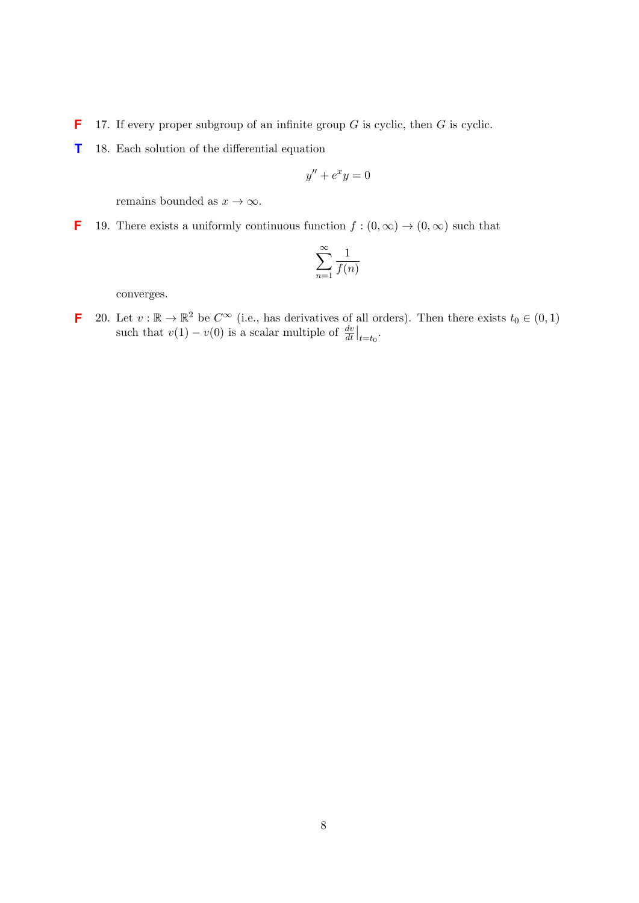**F** 17. If every proper subgroup of an infinite group $G$ is cyclic, then $G$ is cyclic.

**T** 18. Each solution of the differential equation

$$y'' + e^x y = 0$$

remains bounded as $x \to \infty$.

**F** 19. There exists a uniformly continuous function $f : (0, \infty) \to (0, \infty)$ such that

$$\sum_{n=1}^{\infty} \frac{1}{f(n)}$$

converges.

**F** 20. Let $v : \mathbb{R} \to \mathbb{R}^2$ be $C^\infty$ (i.e., has derivatives of all orders). Then there exists $t_0 \in (0, 1)$ such that $v(1) - v(0)$ is a scalar multiple of $\left.\frac{dv}{dt}\right|_{t=t_0}$.